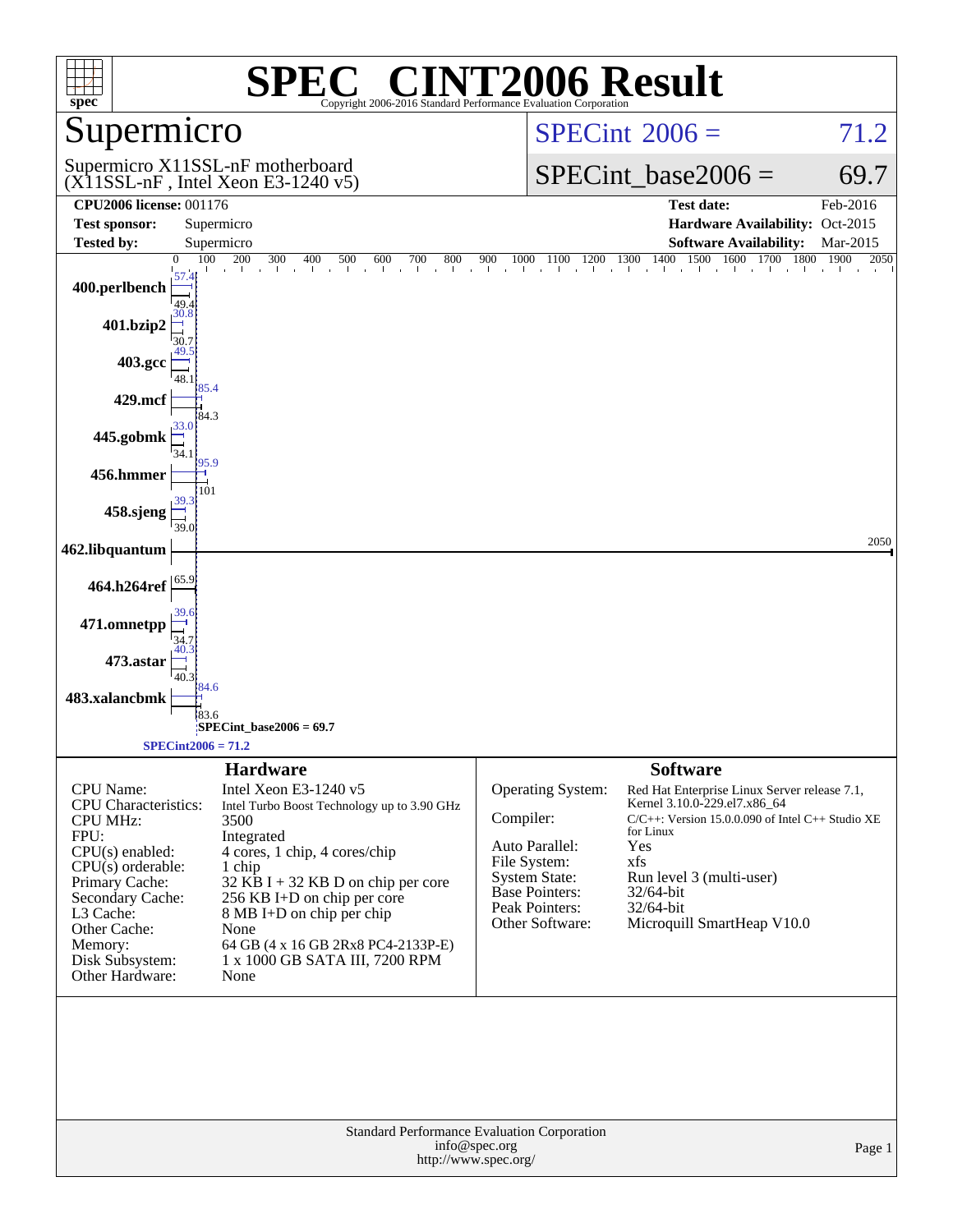# SPEC® CINT2006 Result

Copyright 2006-2016 Standard Performance Evaluation Corporation

## Supermicro

Supermicro X11SSL-nF motherboard
(X11SSL-nF , Intel Xeon E3-1240 v5)

SPECint 2006 = 71.2

SPECint_base2006 = 69.7

| | | | |
|---|---|---|---|
| **CPU2006 license:** 001176 | | **Test date:** | Feb-2016 |
| **Test sponsor:** | Supermicro | **Hardware Availability:** | Oct-2015 |
| **Tested by:** | Supermicro | **Software Availability:** | Mar-2015 |

| Benchmark | Peak | Base |
|---|---|---|
| 400.perlbench | 57.4 | 49.4 |
| 401.bzip2 | 30.8 | 30.7 |
| 403.gcc | 49.5 | 48.1 |
| 429.mcf | 85.4 | 84.3 |
| 445.gobmk | 33.0 | 34.1 |
| 456.hmmer | 95.9 | 101 |
| 458.sjeng | 39.3 | 39.0 |
| 462.libquantum | 2050 | 2050 |
| 464.h264ref | 65.9 | 65.9 |
| 471.omnetpp | 39.6 | 34.7 |
| 473.astar | 40.3 | 40.3 |
| 483.xalancbmk | 84.6 | 83.6 |

SPECint_base2006 = 69.7

SPECint2006 = 71.2

### Hardware

| | |
|---|---|
| CPU Name: | Intel Xeon E3-1240 v5 |
| CPU Characteristics: | Intel Turbo Boost Technology up to 3.90 GHz |
| CPU MHz: | 3500 |
| FPU: | Integrated |
| CPU(s) enabled: | 4 cores, 1 chip, 4 cores/chip |
| CPU(s) orderable: | 1 chip |
| Primary Cache: | 32 KB I + 32 KB D on chip per core |
| Secondary Cache: | 256 KB I+D on chip per core |
| L3 Cache: | 8 MB I+D on chip per chip |
| Other Cache: | None |
| Memory: | 64 GB (4 x 16 GB 2Rx8 PC4-2133P-E) |
| Disk Subsystem: | 1 x 1000 GB SATA III, 7200 RPM |
| Other Hardware: | None |

### Software

| | |
|---|---|
| Operating System: | Red Hat Enterprise Linux Server release 7.1, Kernel 3.10.0-229.el7.x86_64 |
| Compiler: | C/C++: Version 15.0.0.090 of Intel C++ Studio XE for Linux |
| Auto Parallel: | Yes |
| File System: | xfs |
| System State: | Run level 3 (multi-user) |
| Base Pointers: | 32/64-bit |
| Peak Pointers: | 32/64-bit |
| Other Software: | Microquill SmartHeap V10.0 |

Standard Performance Evaluation Corporation
info@spec.org
http://www.spec.org/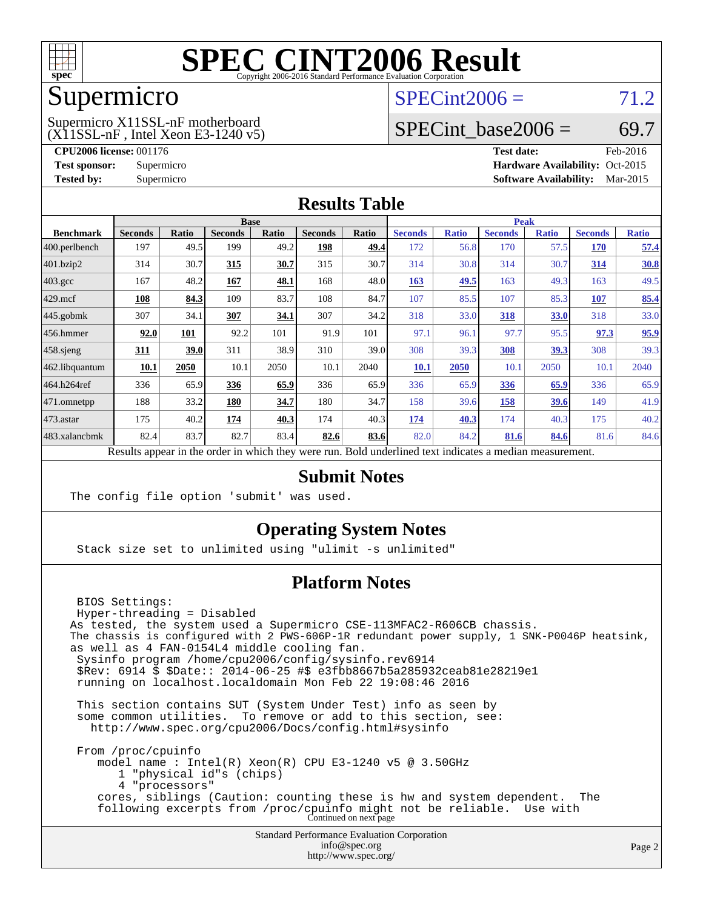# SPEC CINT2006 Result

Copyright 2006-2016 Standard Performance Evaluation Corporation

## Supermicro

Supermicro X11SSL-nF motherboard
(X11SSL-nF , Intel Xeon E3-1240 v5)

SPECint2006 = 71.2

SPECint_base2006 = 69.7

**CPU2006 license:** 001176
**Test sponsor:** Supermicro
**Tested by:** Supermicro

**Test date:** Feb-2016
**Hardware Availability:** Oct-2015
**Software Availability:** Mar-2015

## Results Table

| Benchmark | Base | | | | | | Peak | | | | | |
|---|---|---|---|---|---|---|---|---|---|---|---|---|
| | Seconds | Ratio | Seconds | Ratio | Seconds | Ratio | Seconds | Ratio | Seconds | Ratio | Seconds | Ratio |
| 400.perlbench | 197 | 49.5 | 199 | 49.2 | **198** | **49.4** | 172 | 56.8 | 170 | 57.5 | **170** | **57.4** |
| 401.bzip2 | 314 | 30.7 | **315** | **30.7** | 315 | 30.7 | 314 | 30.8 | 314 | 30.7 | **314** | **30.8** |
| 403.gcc | 167 | 48.2 | **167** | **48.1** | 168 | 48.0 | **163** | **49.5** | 163 | 49.3 | 163 | 49.5 |
| 429.mcf | **108** | **84.3** | 109 | 83.7 | 108 | 84.7 | 107 | 85.5 | 107 | 85.3 | **107** | **85.4** |
| 445.gobmk | 307 | 34.1 | **307** | **34.1** | 307 | 34.2 | 318 | 33.0 | **318** | **33.0** | 318 | 33.0 |
| 456.hmmer | **92.0** | **101** | 92.2 | 101 | 91.9 | 101 | 97.1 | 96.1 | 97.7 | 95.5 | **97.3** | **95.9** |
| 458.sjeng | **311** | **39.0** | 311 | 38.9 | 310 | 39.0 | 308 | 39.3 | **308** | **39.3** | 308 | 39.3 |
| 462.libquantum | **10.1** | **2050** | 10.1 | 2050 | 10.1 | 2040 | **10.1** | **2050** | 10.1 | 2050 | 10.1 | 2040 |
| 464.h264ref | 336 | 65.9 | **336** | **65.9** | 336 | 65.9 | 336 | 65.9 | **336** | **65.9** | 336 | 65.9 |
| 471.omnetpp | 188 | 33.2 | **180** | **34.7** | 180 | 34.7 | 158 | 39.6 | **158** | **39.6** | 149 | 41.9 |
| 473.astar | 175 | 40.2 | **174** | **40.3** | 174 | 40.3 | **174** | **40.3** | 174 | 40.3 | 175 | 40.2 |
| 483.xalancbmk | 82.4 | 83.7 | 82.7 | 83.4 | **82.6** | **83.6** | 82.0 | 84.2 | **81.6** | **84.6** | 81.6 | 84.6 |

Results appear in the order in which they were run. Bold underlined text indicates a median measurement.

## Submit Notes

```
The config file option 'submit' was used.
```

## Operating System Notes

```
Stack size set to unlimited using "ulimit -s unlimited"
```

## Platform Notes

```
 BIOS Settings:
 Hyper-threading = Disabled
As tested, the system used a Supermicro CSE-113MFAC2-R606CB chassis.
The chassis is configured with 2 PWS-606P-1R redundant power supply, 1 SNK-P0046P heatsink,
as well as 4 FAN-0154L4 middle cooling fan.
 Sysinfo program /home/cpu2006/config/sysinfo.rev6914
 $Rev: 6914 $ $Date:: 2014-06-25 #$ e3fbb8667b5a285932ceab81e28219e1
 running on localhost.localdomain Mon Feb 22 19:08:46 2016

 This section contains SUT (System Under Test) info as seen by
 some common utilities.  To remove or add to this section, see:
   http://www.spec.org/cpu2006/Docs/config.html#sysinfo

 From /proc/cpuinfo
    model name : Intel(R) Xeon(R) CPU E3-1240 v5 @ 3.50GHz
       1 "physical id"s (chips)
       4 "processors"
    cores, siblings (Caution: counting these is hw and system dependent.  The
    following excerpts from /proc/cpuinfo might not be reliable.  Use with
```

Continued on next page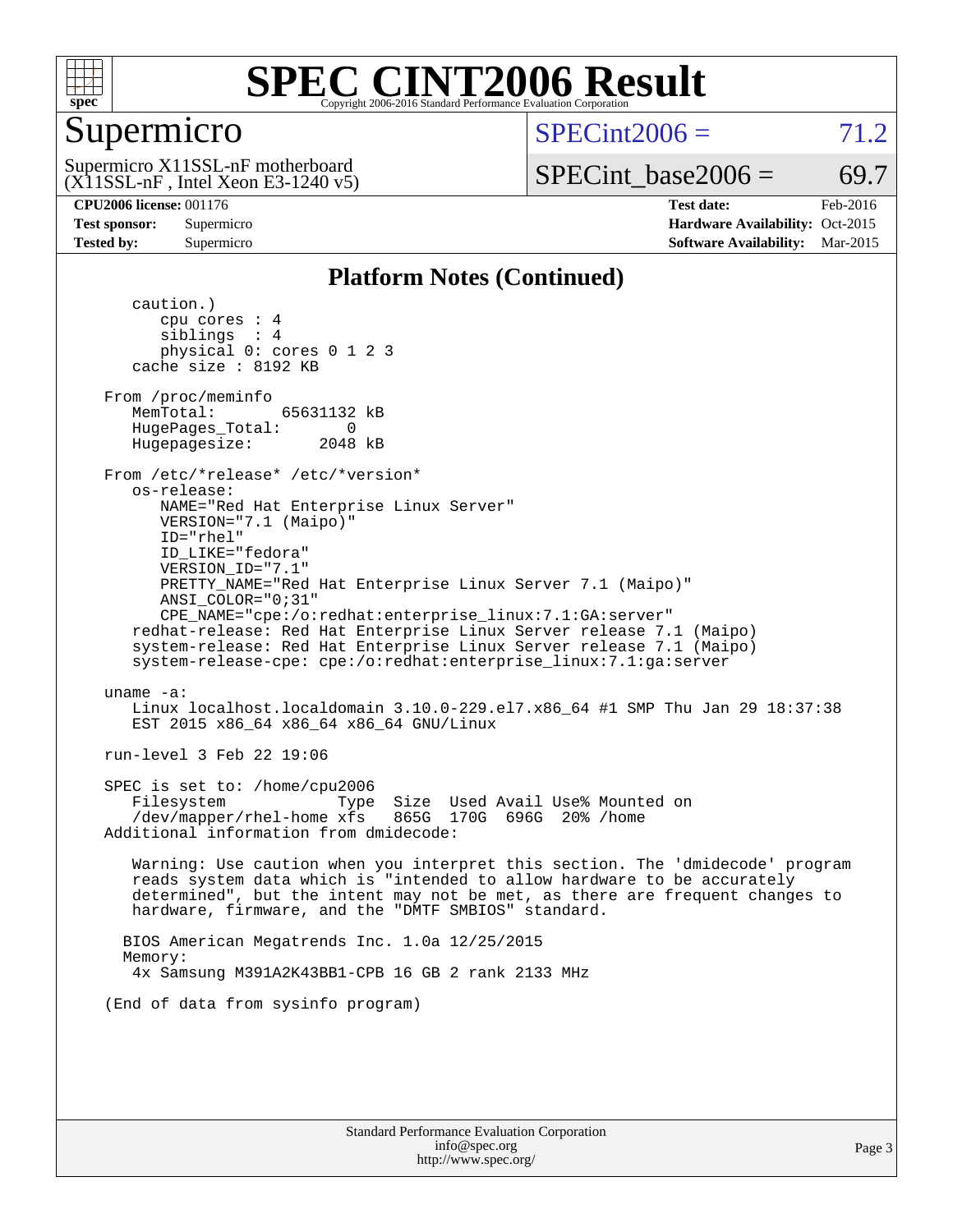# SPEC CINT2006 Result

## Supermicro

Supermicro X11SSL-nF motherboard
(X11SSL-nF , Intel Xeon E3-1240 v5)

SPECint2006 = 71.2

SPECint_base2006 = 69.7

| | | | |
|---|---|---|---|
| **CPU2006 license:** | 001176 | **Test date:** | Feb-2016 |
| **Test sponsor:** | Supermicro | **Hardware Availability:** | Oct-2015 |
| **Tested by:** | Supermicro | **Software Availability:** | Mar-2015 |

### Platform Notes (Continued)

```
      caution.)
         cpu cores : 4
         siblings  : 4
         physical 0: cores 0 1 2 3
      cache size : 8192 KB

   From /proc/meminfo
      MemTotal:       65631132 kB
      HugePages_Total:       0
      Hugepagesize:       2048 kB

   From /etc/*release* /etc/*version*
      os-release:
         NAME="Red Hat Enterprise Linux Server"
         VERSION="7.1 (Maipo)"
         ID="rhel"
         ID_LIKE="fedora"
         VERSION_ID="7.1"
         PRETTY_NAME="Red Hat Enterprise Linux Server 7.1 (Maipo)"
         ANSI_COLOR="0;31"
         CPE_NAME="cpe:/o:redhat:enterprise_linux:7.1:GA:server"
      redhat-release: Red Hat Enterprise Linux Server release 7.1 (Maipo)
      system-release: Red Hat Enterprise Linux Server release 7.1 (Maipo)
      system-release-cpe: cpe:/o:redhat:enterprise_linux:7.1:ga:server

   uname -a:
      Linux localhost.localdomain 3.10.0-229.el7.x86_64 #1 SMP Thu Jan 29 18:37:38
      EST 2015 x86_64 x86_64 x86_64 GNU/Linux

   run-level 3 Feb 22 19:06

   SPEC is set to: /home/cpu2006
      Filesystem            Type  Size  Used Avail Use% Mounted on
      /dev/mapper/rhel-home xfs   865G  170G  696G  20% /home
   Additional information from dmidecode:

      Warning: Use caution when you interpret this section. The 'dmidecode' program
      reads system data which is "intended to allow hardware to be accurately
      determined", but the intent may not be met, as there are frequent changes to
      hardware, firmware, and the "DMTF SMBIOS" standard.

     BIOS American Megatrends Inc. 1.0a 12/25/2015
     Memory:
      4x Samsung M391A2K43BB1-CPB 16 GB 2 rank 2133 MHz

   (End of data from sysinfo program)
```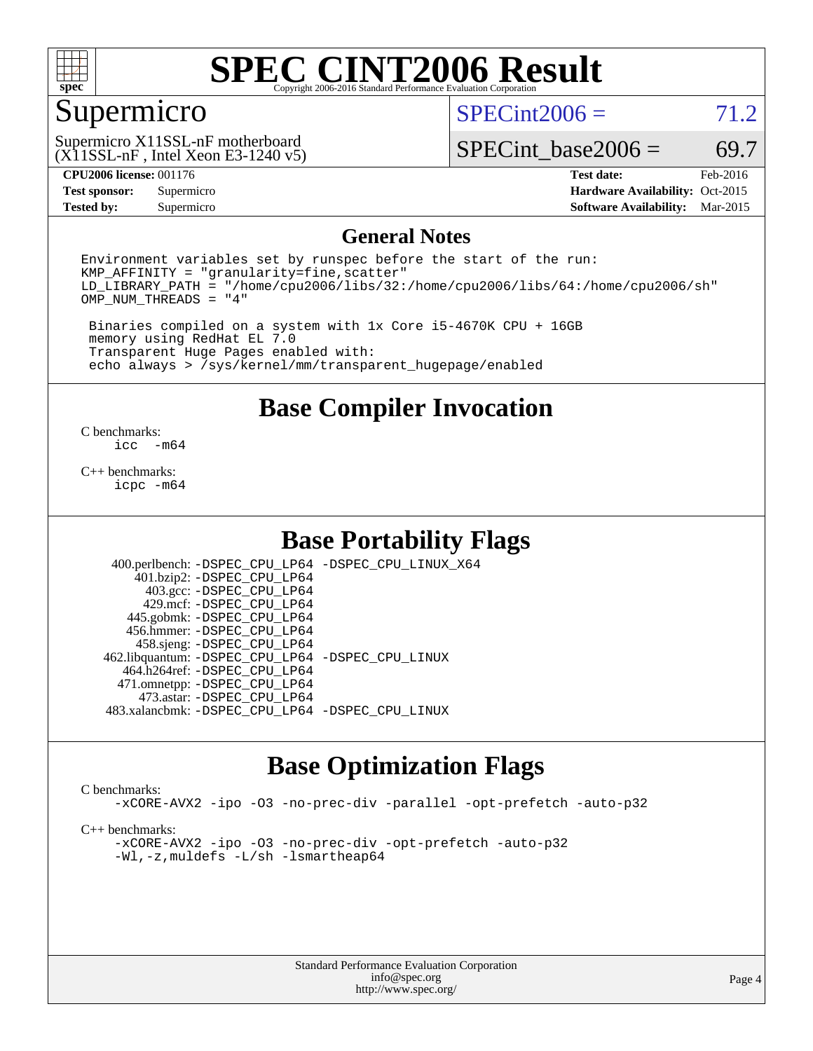# SPEC CINT2006 Result

Copyright 2006-2016 Standard Performance Evaluation Corporation

## Supermicro

Supermicro X11SSL-nF motherboard
(X11SSL-nF , Intel Xeon E3-1240 v5)

SPECint2006 = 71.2

SPECint_base2006 = 69.7

| | | | |
|---|---|---|---|
| **CPU2006 license:** 001176 | | **Test date:** | Feb-2016 |
| **Test sponsor:** | Supermicro | **Hardware Availability:** | Oct-2015 |
| **Tested by:** | Supermicro | **Software Availability:** | Mar-2015 |

## General Notes

```
Environment variables set by runspec before the start of the run:
KMP_AFFINITY = "granularity=fine,scatter"
LD_LIBRARY_PATH = "/home/cpu2006/libs/32:/home/cpu2006/libs/64:/home/cpu2006/sh"
OMP_NUM_THREADS = "4"

 Binaries compiled on a system with 1x Core i5-4670K CPU + 16GB
 memory using RedHat EL 7.0
 Transparent Huge Pages enabled with:
 echo always > /sys/kernel/mm/transparent_hugepage/enabled
```

## Base Compiler Invocation

C benchmarks:
    icc  -m64

C++ benchmarks:
    icpc -m64

## Base Portability Flags

| | |
|---|---|
| 400.perlbench: | -DSPEC_CPU_LP64 -DSPEC_CPU_LINUX_X64 |
| 401.bzip2: | -DSPEC_CPU_LP64 |
| 403.gcc: | -DSPEC_CPU_LP64 |
| 429.mcf: | -DSPEC_CPU_LP64 |
| 445.gobmk: | -DSPEC_CPU_LP64 |
| 456.hmmer: | -DSPEC_CPU_LP64 |
| 458.sjeng: | -DSPEC_CPU_LP64 |
| 462.libquantum: | -DSPEC_CPU_LP64 -DSPEC_CPU_LINUX |
| 464.h264ref: | -DSPEC_CPU_LP64 |
| 471.omnetpp: | -DSPEC_CPU_LP64 |
| 473.astar: | -DSPEC_CPU_LP64 |
| 483.xalancbmk: | -DSPEC_CPU_LP64 -DSPEC_CPU_LINUX |

## Base Optimization Flags

C benchmarks:
    -xCORE-AVX2 -ipo -O3 -no-prec-div -parallel -opt-prefetch -auto-p32

C++ benchmarks:
    -xCORE-AVX2 -ipo -O3 -no-prec-div -opt-prefetch -auto-p32
    -Wl,-z,muldefs -L/sh -lsmartheap64

Standard Performance Evaluation Corporation
info@spec.org
http://www.spec.org/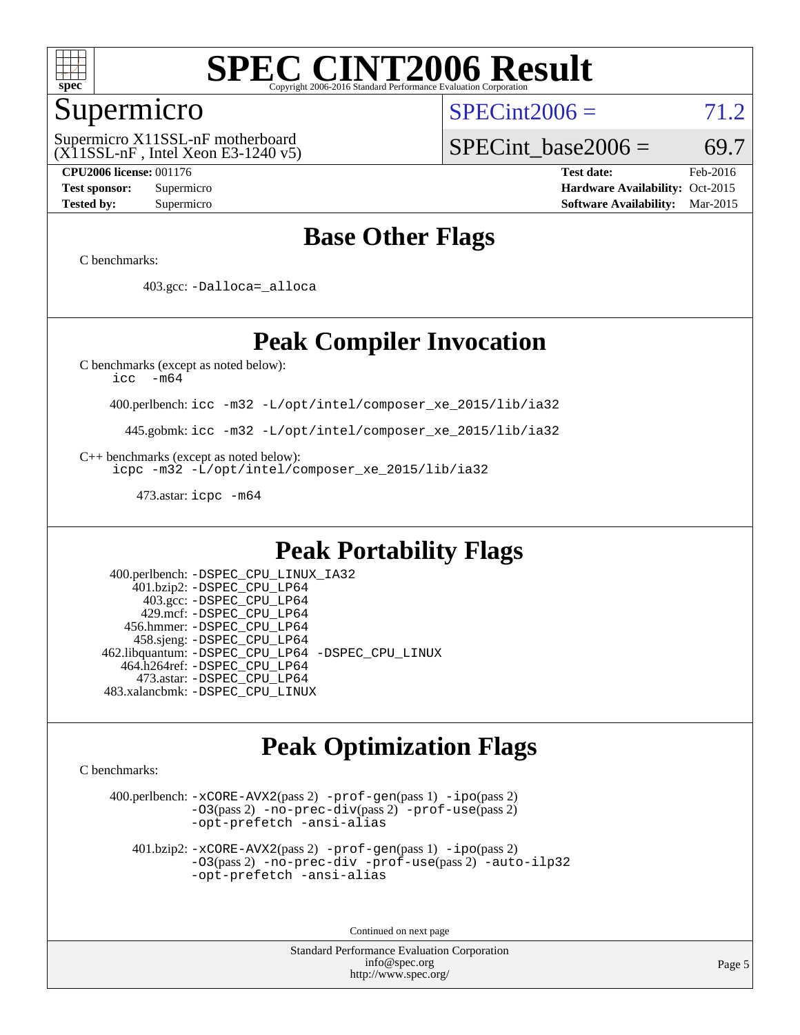# SPEC CINT2006 Result

## Supermicro

Supermicro X11SSL-nF motherboard
(X11SSL-nF , Intel Xeon E3-1240 v5)

SPECint2006 = 71.2

SPECint_base2006 = 69.7

| | | | |
|---|---|---|---|
| **CPU2006 license:** 001176 | | **Test date:** | Feb-2016 |
| **Test sponsor:** | Supermicro | **Hardware Availability:** | Oct-2015 |
| **Tested by:** | Supermicro | **Software Availability:** | Mar-2015 |

## Base Other Flags

C benchmarks:

403.gcc: -Dalloca=_alloca

## Peak Compiler Invocation

C benchmarks (except as noted below):
icc -m64

400.perlbench: icc -m32 -L/opt/intel/composer_xe_2015/lib/ia32

445.gobmk: icc -m32 -L/opt/intel/composer_xe_2015/lib/ia32

C++ benchmarks (except as noted below):
icpc -m32 -L/opt/intel/composer_xe_2015/lib/ia32

473.astar: icpc -m64

## Peak Portability Flags

400.perlbench: -DSPEC_CPU_LINUX_IA32
401.bzip2: -DSPEC_CPU_LP64
403.gcc: -DSPEC_CPU_LP64
429.mcf: -DSPEC_CPU_LP64
456.hmmer: -DSPEC_CPU_LP64
458.sjeng: -DSPEC_CPU_LP64
462.libquantum: -DSPEC_CPU_LP64 -DSPEC_CPU_LINUX
464.h264ref: -DSPEC_CPU_LP64
473.astar: -DSPEC_CPU_LP64
483.xalancbmk: -DSPEC_CPU_LINUX

## Peak Optimization Flags

C benchmarks:

400.perlbench: -xCORE-AVX2(pass 2) -prof-gen(pass 1) -ipo(pass 2) -O3(pass 2) -no-prec-div(pass 2) -prof-use(pass 2) -opt-prefetch -ansi-alias

401.bzip2: -xCORE-AVX2(pass 2) -prof-gen(pass 1) -ipo(pass 2) -O3(pass 2) -no-prec-div -prof-use(pass 2) -auto-ilp32 -opt-prefetch -ansi-alias

Continued on next page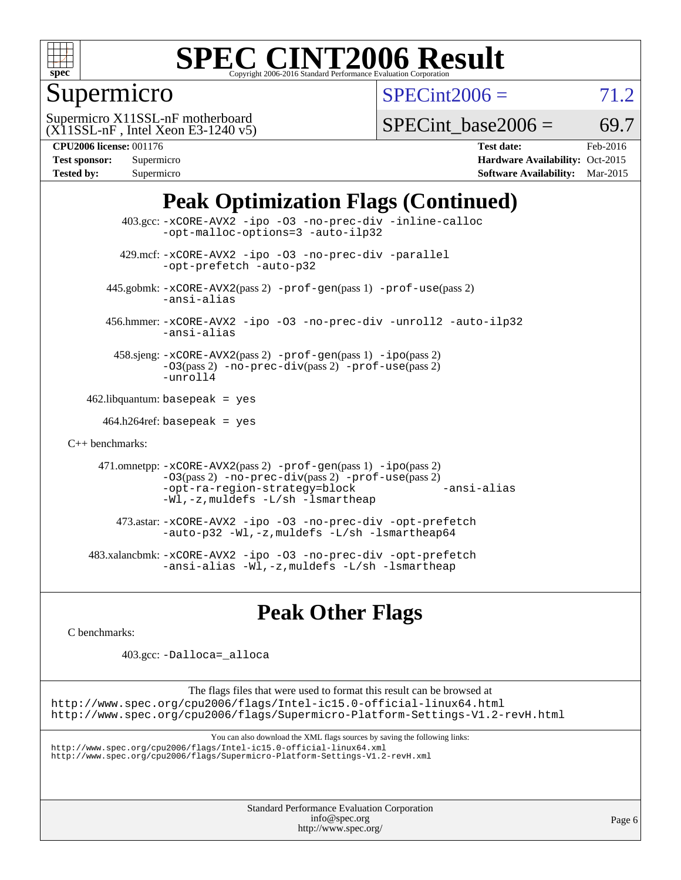# SPEC CINT2006 Result

Copyright 2006-2016 Standard Performance Evaluation Corporation

## Supermicro

Supermicro X11SSL-nF motherboard
(X11SSL-nF , Intel Xeon E3-1240 v5)

SPECint2006 = 71.2

SPECint_base2006 = 69.7

| | | | |
|---|---|---|---|
| **CPU2006 license:** 001176 | | **Test date:** | Feb-2016 |
| **Test sponsor:** | Supermicro | **Hardware Availability:** | Oct-2015 |
| **Tested by:** | Supermicro | **Software Availability:** | Mar-2015 |

## Peak Optimization Flags (Continued)

403.gcc: -xCORE-AVX2 -ipo -O3 -no-prec-div -inline-calloc -opt-malloc-options=3 -auto-ilp32

429.mcf: -xCORE-AVX2 -ipo -O3 -no-prec-div -parallel -opt-prefetch -auto-p32

445.gobmk: -xCORE-AVX2(pass 2) -prof-gen(pass 1) -prof-use(pass 2) -ansi-alias

456.hmmer: -xCORE-AVX2 -ipo -O3 -no-prec-div -unroll2 -auto-ilp32 -ansi-alias

458.sjeng: -xCORE-AVX2(pass 2) -prof-gen(pass 1) -ipo(pass 2) -O3(pass 2) -no-prec-div(pass 2) -prof-use(pass 2) -unroll4

462.libquantum: basepeak = yes

464.h264ref: basepeak = yes

C++ benchmarks:

471.omnetpp: -xCORE-AVX2(pass 2) -prof-gen(pass 1) -ipo(pass 2) -O3(pass 2) -no-prec-div(pass 2) -prof-use(pass 2) -opt-ra-region-strategy=block -ansi-alias -Wl,-z,muldefs -L/sh -lsmartheap

473.astar: -xCORE-AVX2 -ipo -O3 -no-prec-div -opt-prefetch -auto-p32 -Wl,-z,muldefs -L/sh -lsmartheap64

483.xalancbmk: -xCORE-AVX2 -ipo -O3 -no-prec-div -opt-prefetch -ansi-alias -Wl,-z,muldefs -L/sh -lsmartheap

## Peak Other Flags

C benchmarks:

403.gcc: -Dalloca=_alloca

The flags files that were used to format this result can be browsed at
http://www.spec.org/cpu2006/flags/Intel-ic15.0-official-linux64.html
http://www.spec.org/cpu2006/flags/Supermicro-Platform-Settings-V1.2-revH.html

You can also download the XML flags sources by saving the following links:
http://www.spec.org/cpu2006/flags/Intel-ic15.0-official-linux64.xml
http://www.spec.org/cpu2006/flags/Supermicro-Platform-Settings-V1.2-revH.xml

Standard Performance Evaluation Corporation
info@spec.org
http://www.spec.org/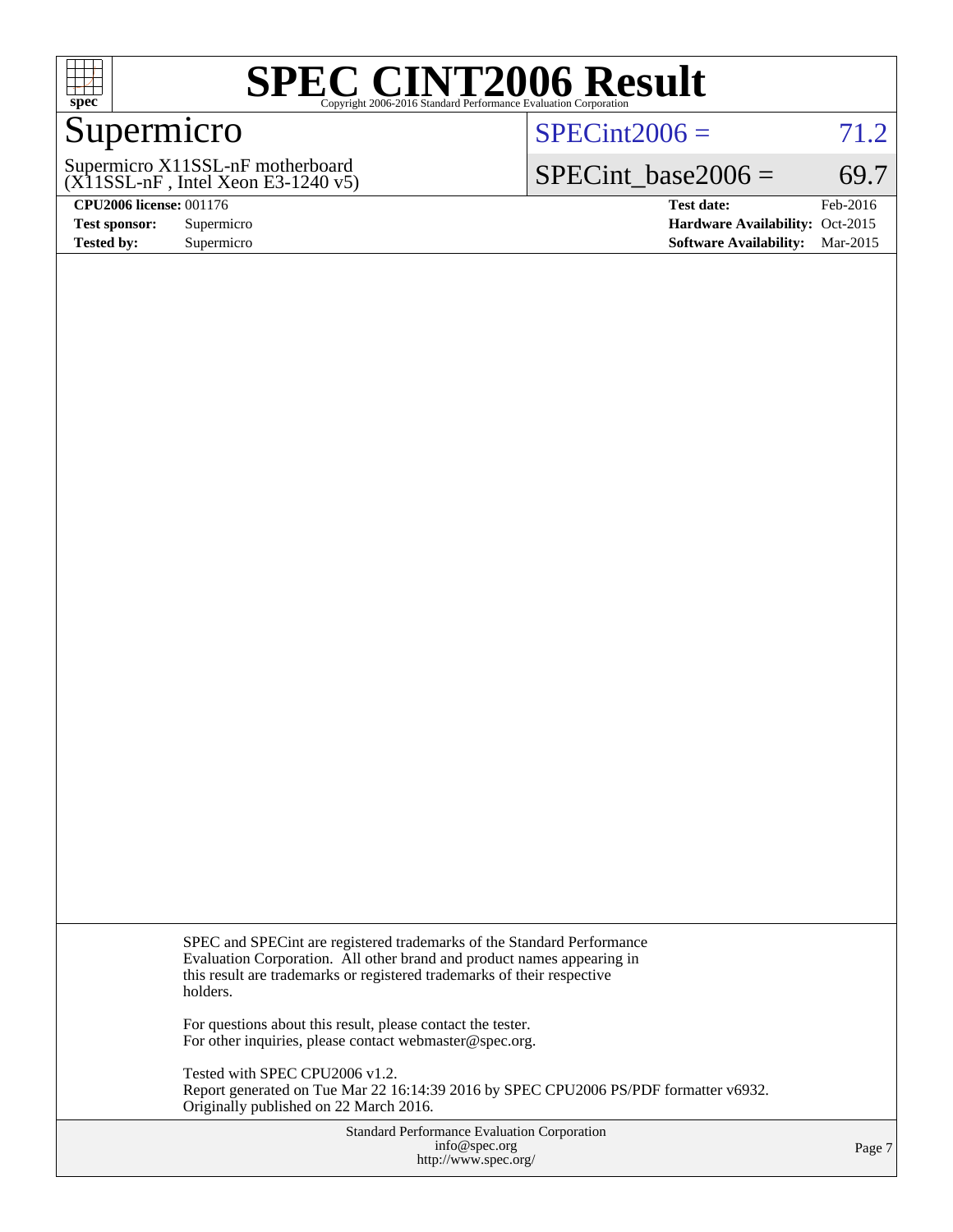SPEC and SPECint are registered trademarks of the Standard Performance Evaluation Corporation. All other brand and product names appearing in this result are trademarks or registered trademarks of their respective holders.

For questions about this result, please contact the tester.
For other inquiries, please contact webmaster@spec.org.

Tested with SPEC CPU2006 v1.2.
Report generated on Tue Mar 22 16:14:39 2016 by SPEC CPU2006 PS/PDF formatter v6932.
Originally published on 22 March 2016.